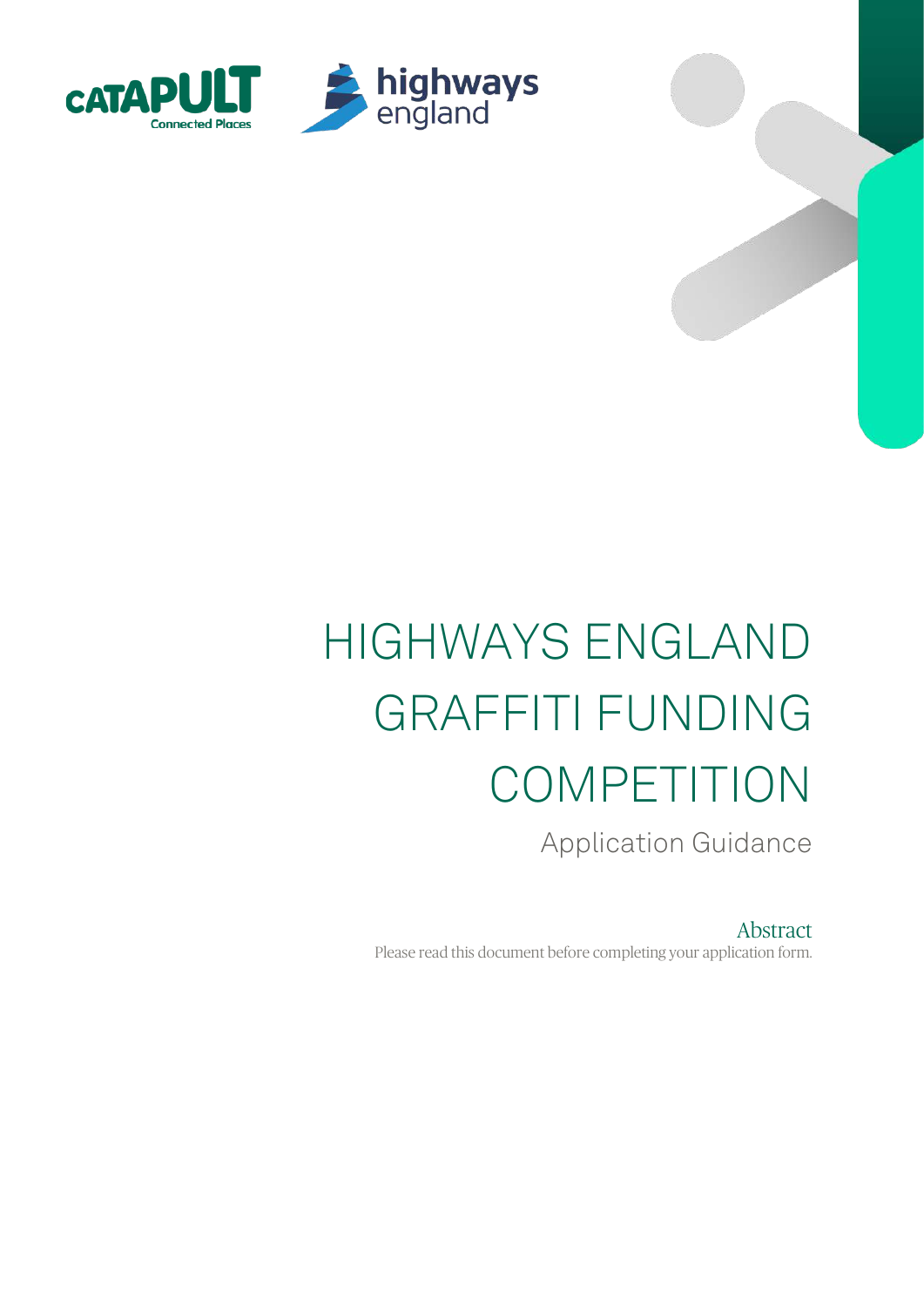# HIGHWAYS ENGLAND GRAFFITI FUNDING COMPETITION

Application Guidance

## Abstract

Please read this document before completing your application form.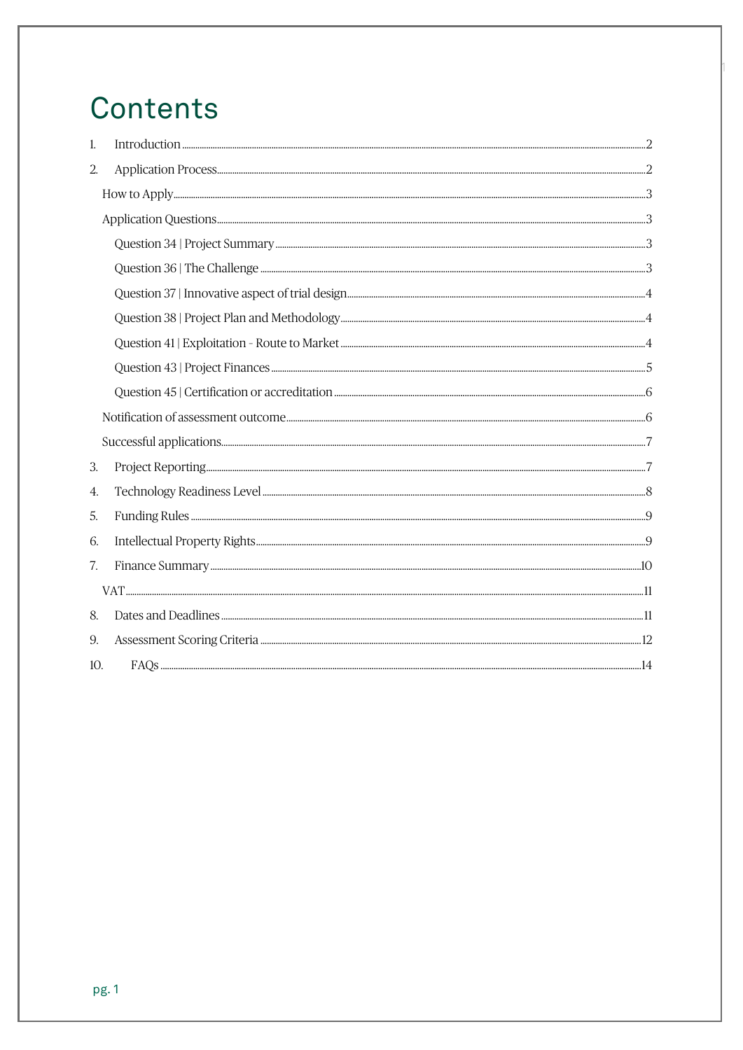# Contents

1. Introduction .......... 2
2. Application Process .......... 2
   - How to Apply .......... 3
   - Application Questions .......... 3
     - Question 34 | Project Summary .......... 3
     - Question 36 | The Challenge .......... 3
     - Question 37 | Innovative aspect of trial design .......... 4
     - Question 38 | Project Plan and Methodology .......... 4
     - Question 41 | Exploitation - Route to Market .......... 4
     - Question 43 | Project Finances .......... 5
     - Question 45 | Certification or accreditation .......... 6
   - Notification of assessment outcome .......... 6
   - Successful applications .......... 7
3. Project Reporting .......... 7
4. Technology Readiness Level .......... 8
5. Funding Rules .......... 9
6. Intellectual Property Rights .......... 9
7. Finance Summary .......... 10
   - VAT .......... 11
8. Dates and Deadlines .......... 11
9. Assessment Scoring Criteria .......... 12
10. FAQs .......... 14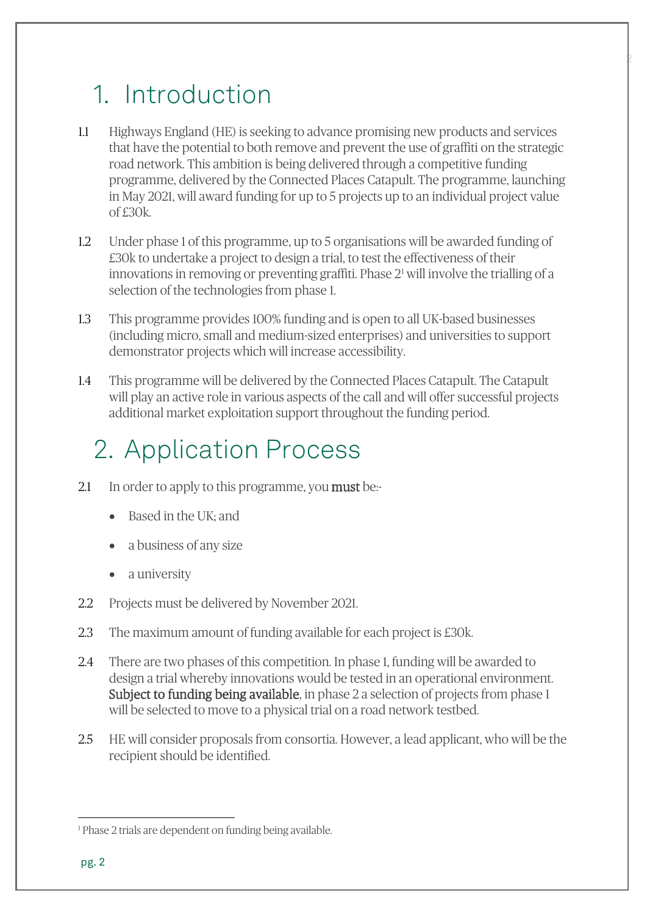# 1. Introduction

1.1 Highways England (HE) is seeking to advance promising new products and services that have the potential to both remove and prevent the use of graffiti on the strategic road network. This ambition is being delivered through a competitive funding programme, delivered by the Connected Places Catapult. The programme, launching in May 2021, will award funding for up to 5 projects up to an individual project value of £30k.

1.2 Under phase 1 of this programme, up to 5 organisations will be awarded funding of £30k to undertake a project to design a trial, to test the effectiveness of their innovations in removing or preventing graffiti. Phase 2[1] will involve the trialling of a selection of the technologies from phase 1.

1.3 This programme provides 100% funding and is open to all UK-based businesses (including micro, small and medium-sized enterprises) and universities to support demonstrator projects which will increase accessibility.

1.4 This programme will be delivered by the Connected Places Catapult. The Catapult will play an active role in various aspects of the call and will offer successful projects additional market exploitation support throughout the funding period.

# 2. Application Process

2.1 In order to apply to this programme, you **must** be:-

- Based in the UK; and
- a business of any size
- a university

2.2 Projects must be delivered by November 2021.

2.3 The maximum amount of funding available for each project is £30k.

2.4 There are two phases of this competition. In phase 1, funding will be awarded to design a trial whereby innovations would be tested in an operational environment. **Subject to funding being available**, in phase 2 a selection of projects from phase 1 will be selected to move to a physical trial on a road network testbed.

2.5 HE will consider proposals from consortia. However, a lead applicant, who will be the recipient should be identified.

---

[1] Phase 2 trials are dependent on funding being available.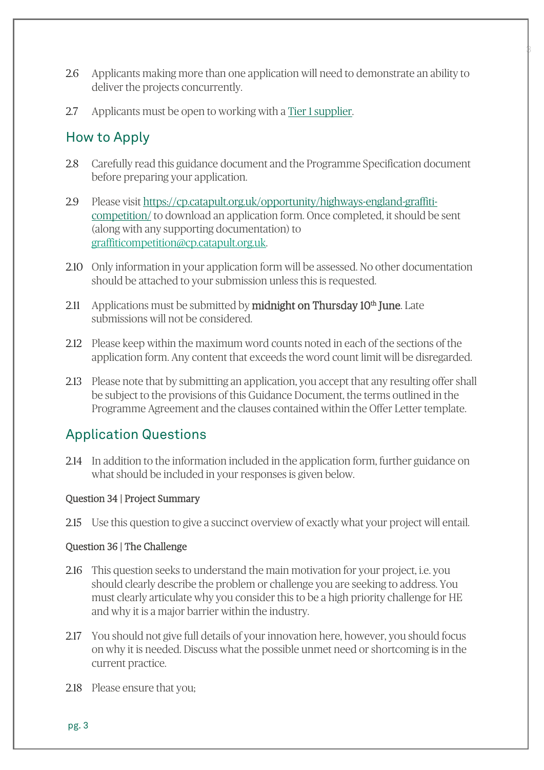2.6 Applicants making more than one application will need to demonstrate an ability to deliver the projects concurrently.

2.7 Applicants must be open to working with a Tier 1 supplier.

## How to Apply

2.8 Carefully read this guidance document and the Programme Specification document before preparing your application.

2.9 Please visit https://cp.catapult.org.uk/opportunity/highways-england-graffiti-competition/ to download an application form. Once completed, it should be sent (along with any supporting documentation) to graffiticompetition@cp.catapult.org.uk.

2.10 Only information in your application form will be assessed. No other documentation should be attached to your submission unless this is requested.

2.11 Applications must be submitted by **midnight on Thursday 10th June**. Late submissions will not be considered.

2.12 Please keep within the maximum word counts noted in each of the sections of the application form. Any content that exceeds the word count limit will be disregarded.

2.13 Please note that by submitting an application, you accept that any resulting offer shall be subject to the provisions of this Guidance Document, the terms outlined in the Programme Agreement and the clauses contained within the Offer Letter template.

## Application Questions

2.14 In addition to the information included in the application form, further guidance on what should be included in your responses is given below.

### Question 34 | Project Summary

2.15 Use this question to give a succinct overview of exactly what your project will entail.

### Question 36 | The Challenge

2.16 This question seeks to understand the main motivation for your project, i.e. you should clearly describe the problem or challenge you are seeking to address. You must clearly articulate why you consider this to be a high priority challenge for HE and why it is a major barrier within the industry.

2.17 You should not give full details of your innovation here, however, you should focus on why it is needed. Discuss what the possible unmet need or shortcoming is in the current practice.

2.18 Please ensure that you;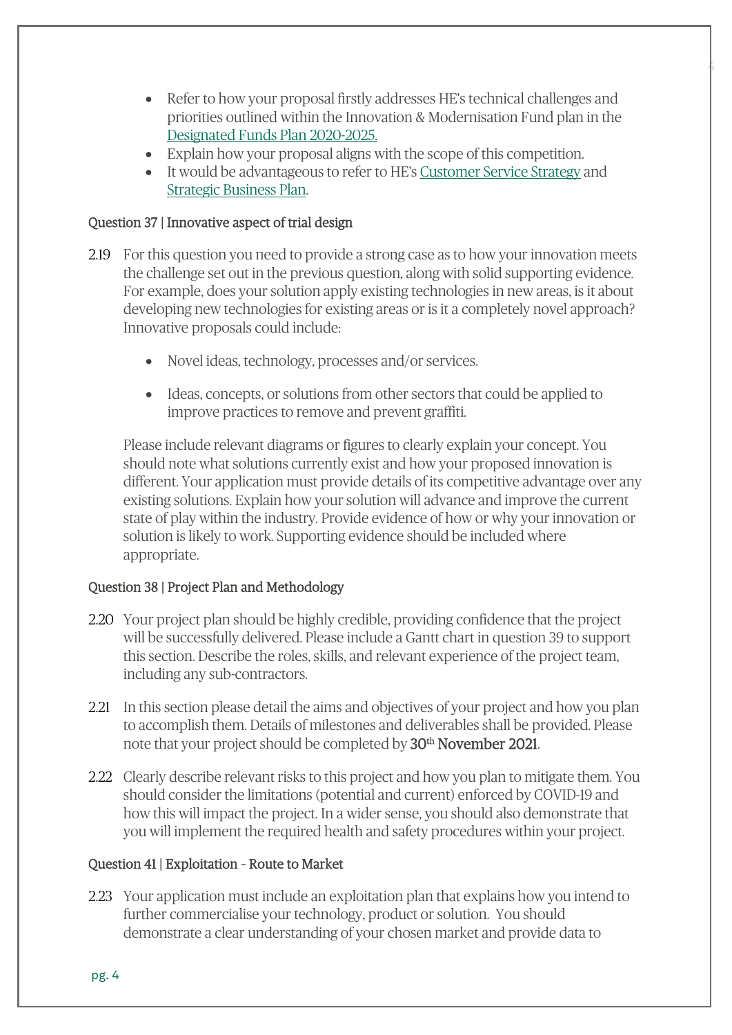- Refer to how your proposal firstly addresses HE's technical challenges and priorities outlined within the Innovation & Modernisation Fund plan in the Designated Funds Plan 2020-2025.
- Explain how your proposal aligns with the scope of this competition.
- It would be advantageous to refer to HE's Customer Service Strategy and Strategic Business Plan.

### Question 37 | Innovative aspect of trial design

2.19 For this question you need to provide a strong case as to how your innovation meets the challenge set out in the previous question, along with solid supporting evidence. For example, does your solution apply existing technologies in new areas, is it about developing new technologies for existing areas or is it a completely novel approach? Innovative proposals could include:

- Novel ideas, technology, processes and/or services.
- Ideas, concepts, or solutions from other sectors that could be applied to improve practices to remove and prevent graffiti.

Please include relevant diagrams or figures to clearly explain your concept. You should note what solutions currently exist and how your proposed innovation is different. Your application must provide details of its competitive advantage over any existing solutions. Explain how your solution will advance and improve the current state of play within the industry. Provide evidence of how or why your innovation or solution is likely to work. Supporting evidence should be included where appropriate.

### Question 38 | Project Plan and Methodology

2.20 Your project plan should be highly credible, providing confidence that the project will be successfully delivered. Please include a Gantt chart in question 39 to support this section. Describe the roles, skills, and relevant experience of the project team, including any sub-contractors.

2.21 In this section please detail the aims and objectives of your project and how you plan to accomplish them. Details of milestones and deliverables shall be provided. Please note that your project should be completed by **30th November 2021**.

2.22 Clearly describe relevant risks to this project and how you plan to mitigate them. You should consider the limitations (potential and current) enforced by COVID-19 and how this will impact the project. In a wider sense, you should also demonstrate that you will implement the required health and safety procedures within your project.

### Question 41 | Exploitation - Route to Market

2.23 Your application must include an exploitation plan that explains how you intend to further commercialise your technology, product or solution. You should demonstrate a clear understanding of your chosen market and provide data to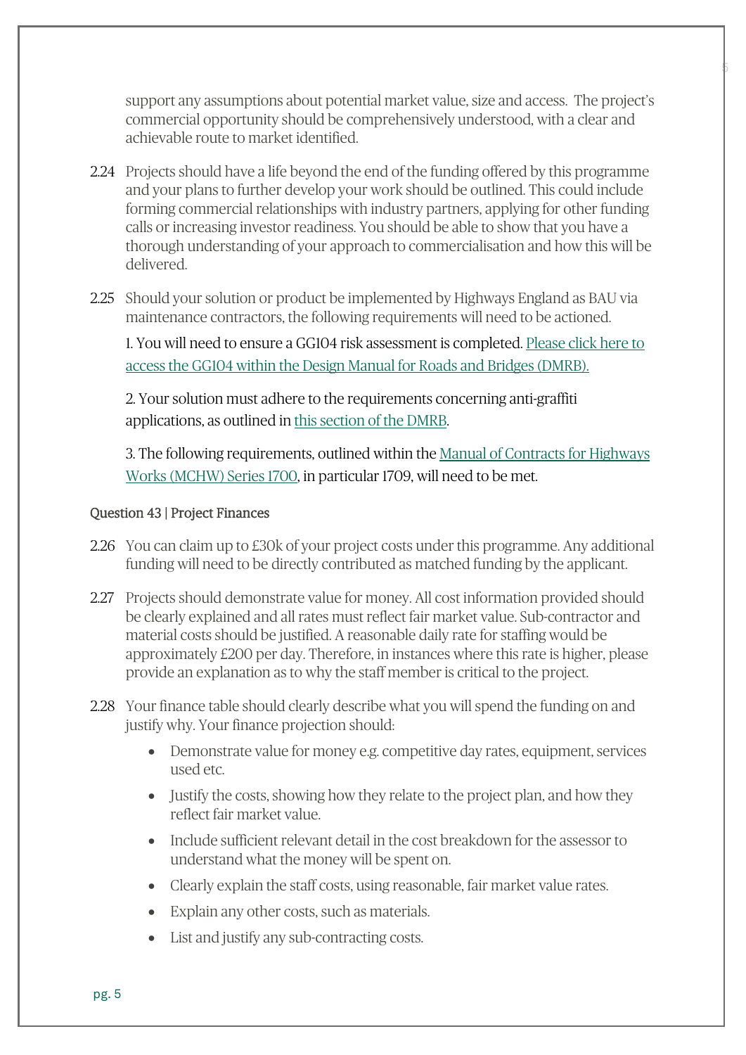support any assumptions about potential market value, size and access. The project's commercial opportunity should be comprehensively understood, with a clear and achievable route to market identified.

2.24 Projects should have a life beyond the end of the funding offered by this programme and your plans to further develop your work should be outlined. This could include forming commercial relationships with industry partners, applying for other funding calls or increasing investor readiness. You should be able to show that you have a thorough understanding of your approach to commercialisation and how this will be delivered.

2.25 Should your solution or product be implemented by Highways England as BAU via maintenance contractors, the following requirements will need to be actioned.

1. You will need to ensure a GG104 risk assessment is completed. Please click here to access the GG104 within the Design Manual for Roads and Bridges (DMRB).

2. Your solution must adhere to the requirements concerning anti-graffiti applications, as outlined in this section of the DMRB.

3. The following requirements, outlined within the Manual of Contracts for Highways Works (MCHW) Series 1700, in particular 1709, will need to be met.

Question 43 | Project Finances

2.26 You can claim up to £30k of your project costs under this programme. Any additional funding will need to be directly contributed as matched funding by the applicant.

2.27 Projects should demonstrate value for money. All cost information provided should be clearly explained and all rates must reflect fair market value. Sub-contractor and material costs should be justified. A reasonable daily rate for staffing would be approximately £200 per day. Therefore, in instances where this rate is higher, please provide an explanation as to why the staff member is critical to the project.

2.28 Your finance table should clearly describe what you will spend the funding on and justify why. Your finance projection should:

- Demonstrate value for money e.g. competitive day rates, equipment, services used etc.
- Justify the costs, showing how they relate to the project plan, and how they reflect fair market value.
- Include sufficient relevant detail in the cost breakdown for the assessor to understand what the money will be spent on.
- Clearly explain the staff costs, using reasonable, fair market value rates.
- Explain any other costs, such as materials.
- List and justify any sub-contracting costs.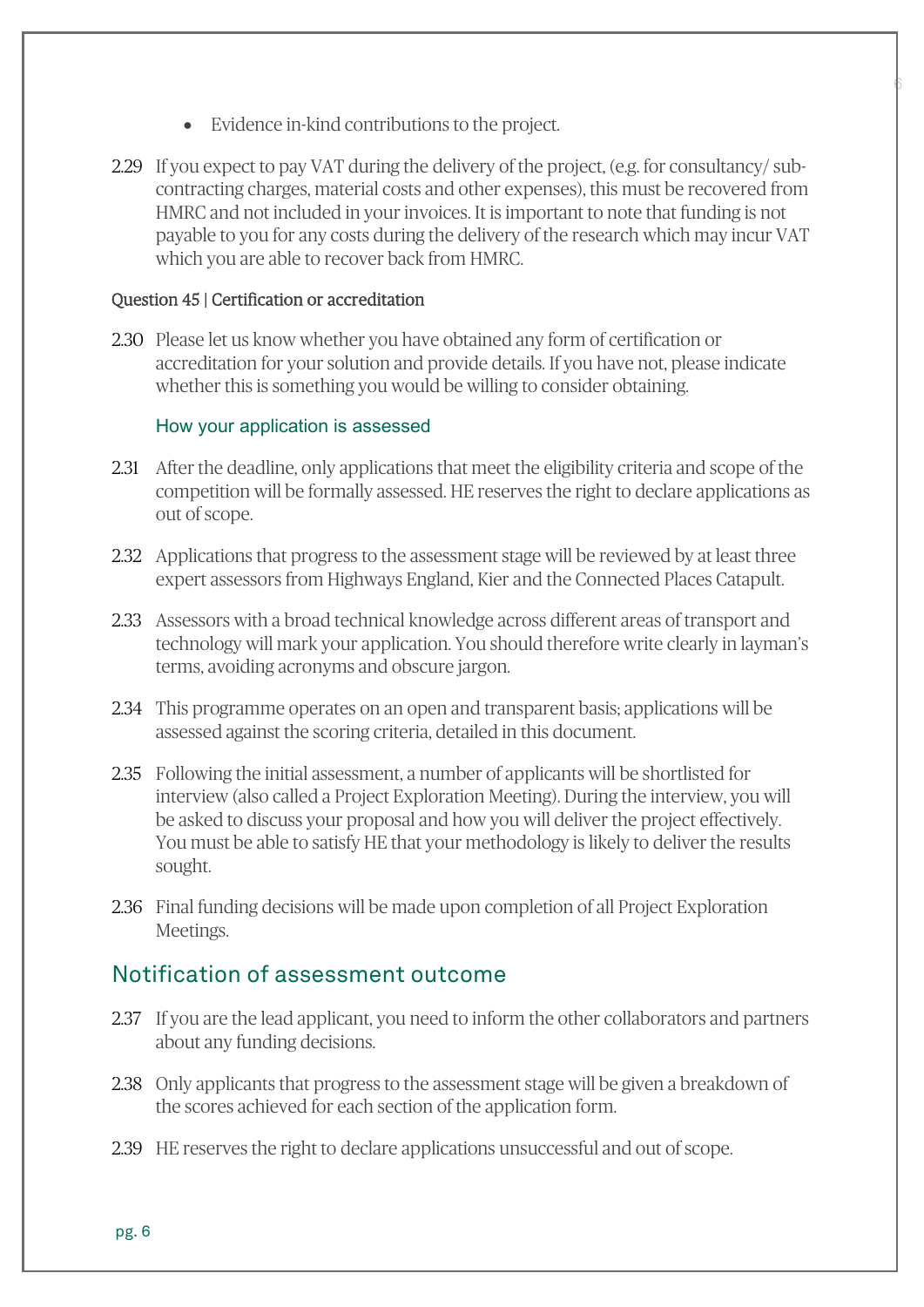- Evidence in-kind contributions to the project.

2.29 If you expect to pay VAT during the delivery of the project, (e.g. for consultancy/ sub-contracting charges, material costs and other expenses), this must be recovered from HMRC and not included in your invoices. It is important to note that funding is not payable to you for any costs during the delivery of the research which may incur VAT which you are able to recover back from HMRC.

#### Question 45 | Certification or accreditation

2.30 Please let us know whether you have obtained any form of certification or accreditation for your solution and provide details. If you have not, please indicate whether this is something you would be willing to consider obtaining.

### How your application is assessed

2.31 After the deadline, only applications that meet the eligibility criteria and scope of the competition will be formally assessed. HE reserves the right to declare applications as out of scope.

2.32 Applications that progress to the assessment stage will be reviewed by at least three expert assessors from Highways England, Kier and the Connected Places Catapult.

2.33 Assessors with a broad technical knowledge across different areas of transport and technology will mark your application. You should therefore write clearly in layman's terms, avoiding acronyms and obscure jargon.

2.34 This programme operates on an open and transparent basis; applications will be assessed against the scoring criteria, detailed in this document.

2.35 Following the initial assessment, a number of applicants will be shortlisted for interview (also called a Project Exploration Meeting). During the interview, you will be asked to discuss your proposal and how you will deliver the project effectively. You must be able to satisfy HE that your methodology is likely to deliver the results sought.

2.36 Final funding decisions will be made upon completion of all Project Exploration Meetings.

## Notification of assessment outcome

2.37 If you are the lead applicant, you need to inform the other collaborators and partners about any funding decisions.

2.38 Only applicants that progress to the assessment stage will be given a breakdown of the scores achieved for each section of the application form.

2.39 HE reserves the right to declare applications unsuccessful and out of scope.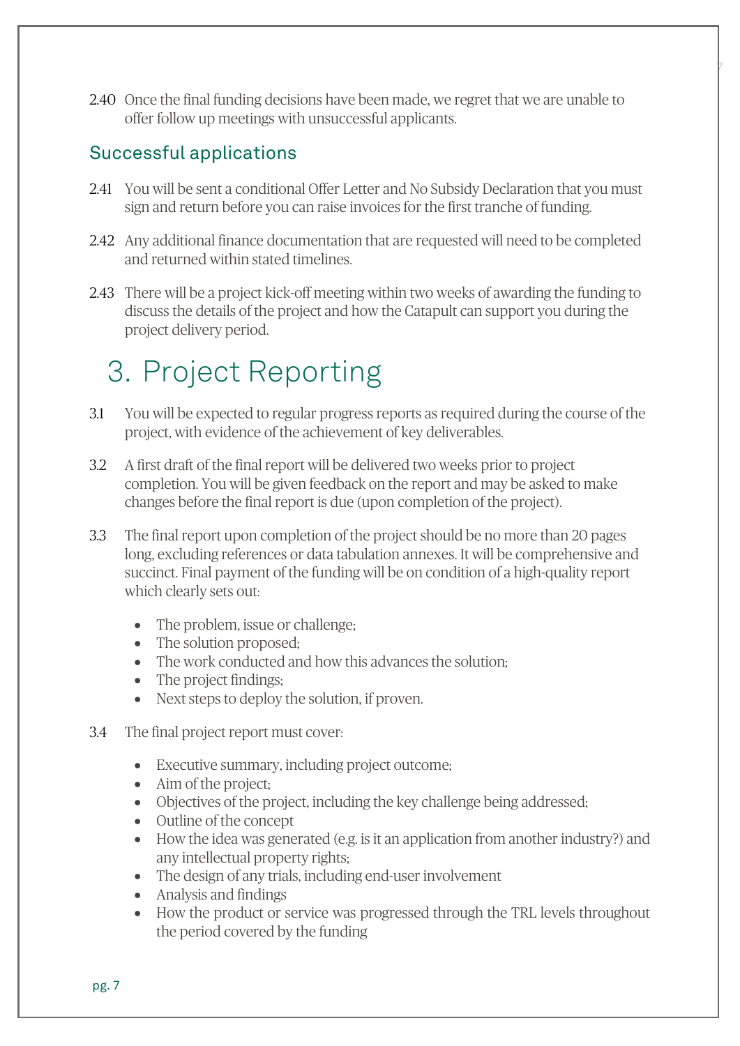2.40 Once the final funding decisions have been made, we regret that we are unable to offer follow up meetings with unsuccessful applicants.

## Successful applications

2.41 You will be sent a conditional Offer Letter and No Subsidy Declaration that you must sign and return before you can raise invoices for the first tranche of funding.

2.42 Any additional finance documentation that are requested will need to be completed and returned within stated timelines.

2.43 There will be a project kick-off meeting within two weeks of awarding the funding to discuss the details of the project and how the Catapult can support you during the project delivery period.

# 3. Project Reporting

3.1 You will be expected to regular progress reports as required during the course of the project, with evidence of the achievement of key deliverables.

3.2 A first draft of the final report will be delivered two weeks prior to project completion. You will be given feedback on the report and may be asked to make changes before the final report is due (upon completion of the project).

3.3 The final report upon completion of the project should be no more than 20 pages long, excluding references or data tabulation annexes. It will be comprehensive and succinct. Final payment of the funding will be on condition of a high-quality report which clearly sets out:

- The problem, issue or challenge;
- The solution proposed;
- The work conducted and how this advances the solution;
- The project findings;
- Next steps to deploy the solution, if proven.

3.4 The final project report must cover:

- Executive summary, including project outcome;
- Aim of the project;
- Objectives of the project, including the key challenge being addressed;
- Outline of the concept
- How the idea was generated (e.g. is it an application from another industry?) and any intellectual property rights;
- The design of any trials, including end-user involvement
- Analysis and findings
- How the product or service was progressed through the TRL levels throughout the period covered by the funding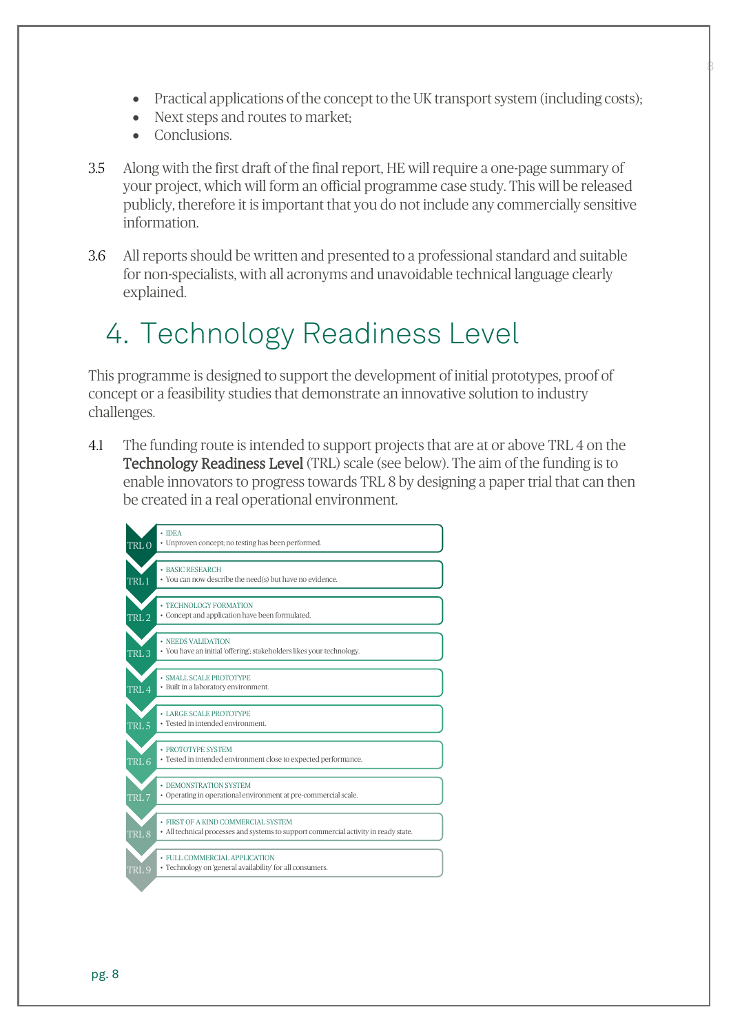- Practical applications of the concept to the UK transport system (including costs);
- Next steps and routes to market;
- Conclusions.

3.5 Along with the first draft of the final report, HE will require a one-page summary of your project, which will form an official programme case study. This will be released publicly, therefore it is important that you do not include any commercially sensitive information.

3.6 All reports should be written and presented to a professional standard and suitable for non-specialists, with all acronyms and unavoidable technical language clearly explained.

# 4. Technology Readiness Level

This programme is designed to support the development of initial prototypes, proof of concept or a feasibility studies that demonstrate an innovative solution to industry challenges.

4.1 The funding route is intended to support projects that are at or above TRL 4 on the **Technology Readiness Level** (TRL) scale (see below). The aim of the funding is to enable innovators to progress towards TRL 8 by designing a paper trial that can then be created in a real operational environment.

| Level | Description |
| --- | --- |
| TRL 0 | • IDEA<br>• Unproven concept; no testing has been performed. |
| TRL 1 | • BASIC RESEARCH<br>• You can now describe the need(s) but have no evidence. |
| TRL 2 | • TECHNOLOGY FORMATION<br>• Concept and application have been formulated. |
| TRL 3 | • NEEDS VALIDATION<br>• You have an initial 'offering'; stakeholders likes your technology. |
| TRL 4 | • SMALL SCALE PROTOTYPE<br>• Built in a laboratory environment. |
| TRL 5 | • LARGE SCALE PROTOTYPE<br>• Tested in intended environment. |
| TRL 6 | • PROTOTYPE SYSTEM<br>• Tested in intended environment close to expected performance. |
| TRL 7 | • DEMONSTRATION SYSTEM<br>• Operating in operational environment at pre-commercial scale. |
| TRL 8 | • FIRST OF A KIND COMMERCIAL SYSTEM<br>• All technical processes and systems to support commercial activity in ready state. |
| TRL 9 | • FULL COMMERCIAL APPLICATION<br>• Technology on 'general availability' for all consumers. |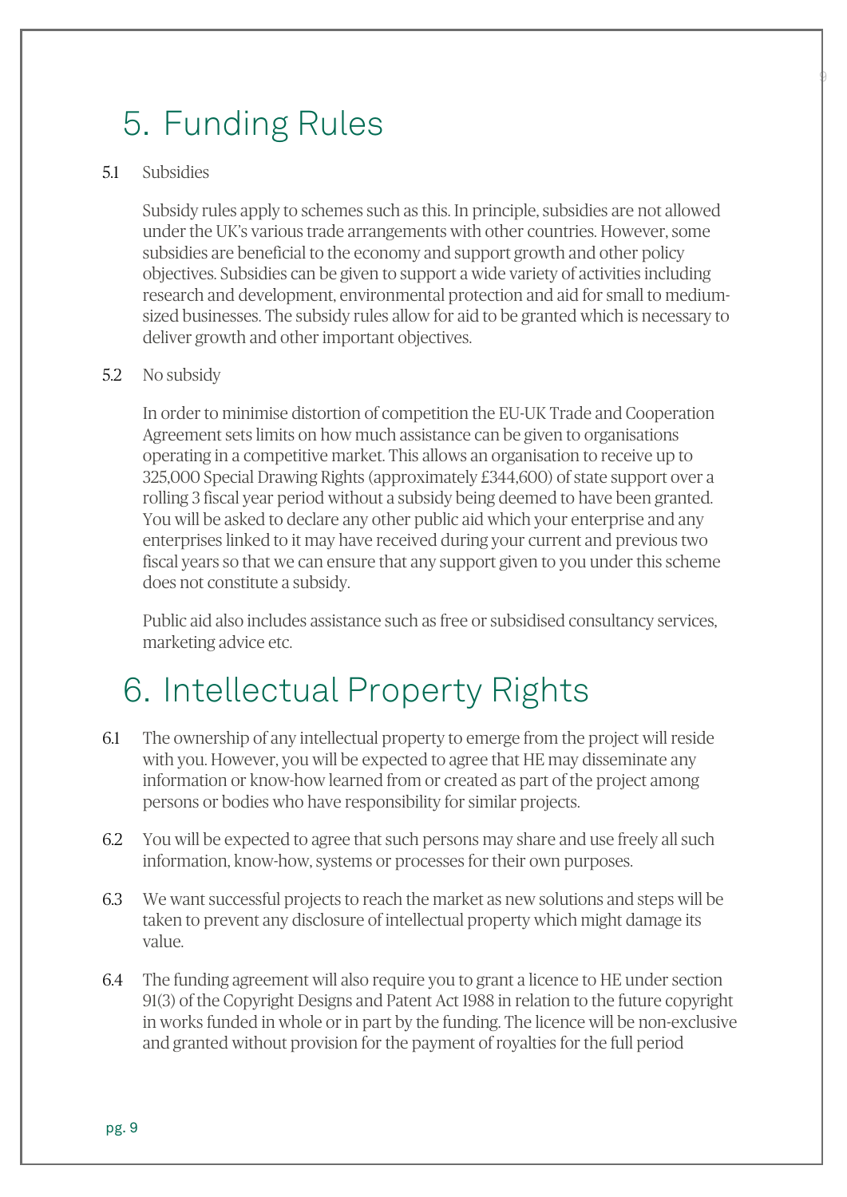# 5. Funding Rules

5.1 Subsidies

Subsidy rules apply to schemes such as this. In principle, subsidies are not allowed under the UK's various trade arrangements with other countries. However, some subsidies are beneficial to the economy and support growth and other policy objectives. Subsidies can be given to support a wide variety of activities including research and development, environmental protection and aid for small to medium-sized businesses. The subsidy rules allow for aid to be granted which is necessary to deliver growth and other important objectives.

5.2 No subsidy

In order to minimise distortion of competition the EU-UK Trade and Cooperation Agreement sets limits on how much assistance can be given to organisations operating in a competitive market. This allows an organisation to receive up to 325,000 Special Drawing Rights (approximately £344,600) of state support over a rolling 3 fiscal year period without a subsidy being deemed to have been granted. You will be asked to declare any other public aid which your enterprise and any enterprises linked to it may have received during your current and previous two fiscal years so that we can ensure that any support given to you under this scheme does not constitute a subsidy.

Public aid also includes assistance such as free or subsidised consultancy services, marketing advice etc.

# 6. Intellectual Property Rights

6.1 The ownership of any intellectual property to emerge from the project will reside with you. However, you will be expected to agree that HE may disseminate any information or know-how learned from or created as part of the project among persons or bodies who have responsibility for similar projects.

6.2 You will be expected to agree that such persons may share and use freely all such information, know-how, systems or processes for their own purposes.

6.3 We want successful projects to reach the market as new solutions and steps will be taken to prevent any disclosure of intellectual property which might damage its value.

6.4 The funding agreement will also require you to grant a licence to HE under section 91(3) of the Copyright Designs and Patent Act 1988 in relation to the future copyright in works funded in whole or in part by the funding. The licence will be non-exclusive and granted without provision for the payment of royalties for the full period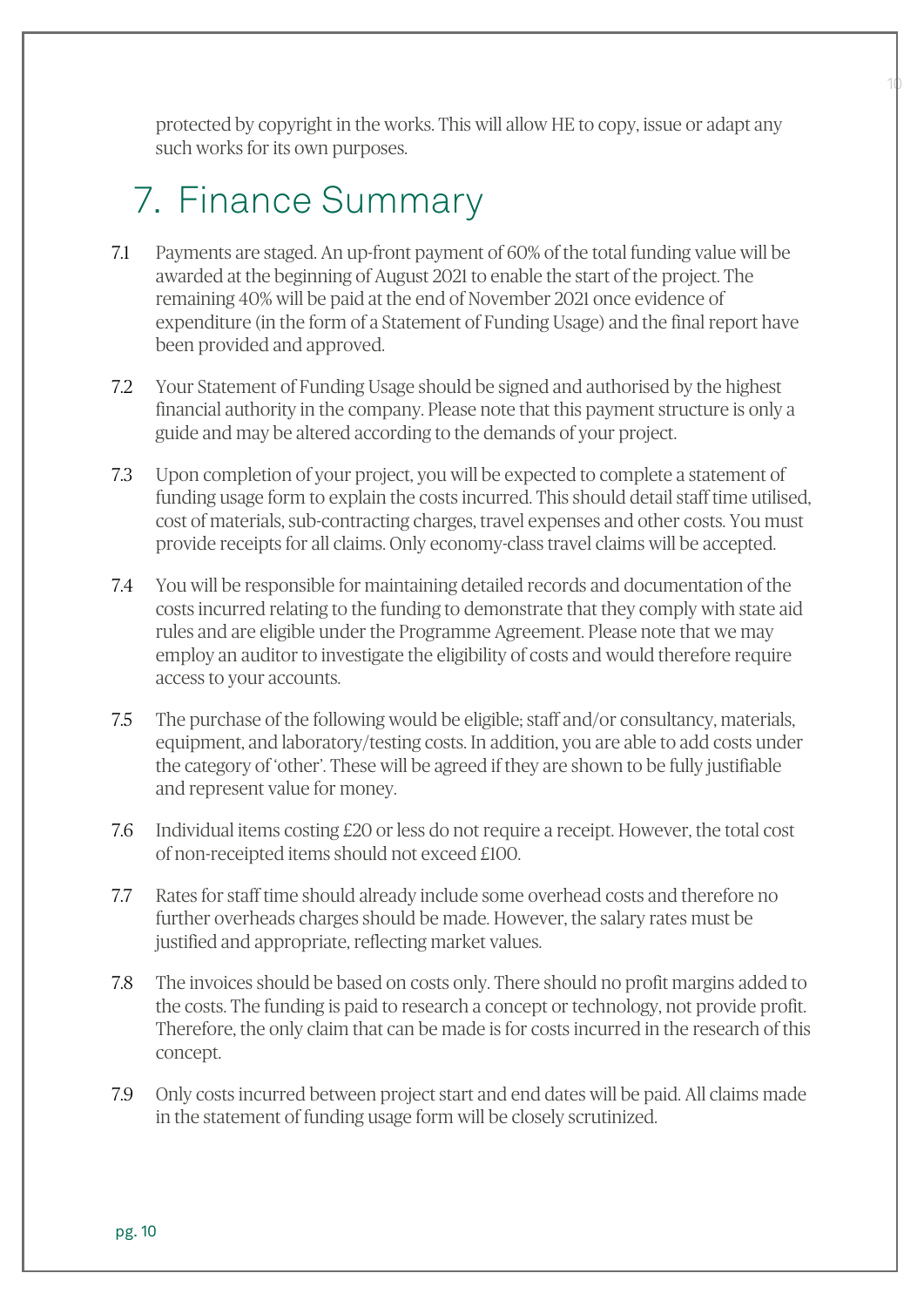protected by copyright in the works. This will allow HE to copy, issue or adapt any such works for its own purposes.

# 7. Finance Summary

7.1 Payments are staged. An up-front payment of 60% of the total funding value will be awarded at the beginning of August 2021 to enable the start of the project. The remaining 40% will be paid at the end of November 2021 once evidence of expenditure (in the form of a Statement of Funding Usage) and the final report have been provided and approved.

7.2 Your Statement of Funding Usage should be signed and authorised by the highest financial authority in the company. Please note that this payment structure is only a guide and may be altered according to the demands of your project.

7.3 Upon completion of your project, you will be expected to complete a statement of funding usage form to explain the costs incurred. This should detail staff time utilised, cost of materials, sub-contracting charges, travel expenses and other costs. You must provide receipts for all claims. Only economy-class travel claims will be accepted.

7.4 You will be responsible for maintaining detailed records and documentation of the costs incurred relating to the funding to demonstrate that they comply with state aid rules and are eligible under the Programme Agreement. Please note that we may employ an auditor to investigate the eligibility of costs and would therefore require access to your accounts.

7.5 The purchase of the following would be eligible; staff and/or consultancy, materials, equipment, and laboratory/testing costs. In addition, you are able to add costs under the category of 'other'. These will be agreed if they are shown to be fully justifiable and represent value for money.

7.6 Individual items costing £20 or less do not require a receipt. However, the total cost of non-receipted items should not exceed £100.

7.7 Rates for staff time should already include some overhead costs and therefore no further overheads charges should be made. However, the salary rates must be justified and appropriate, reflecting market values.

7.8 The invoices should be based on costs only. There should no profit margins added to the costs. The funding is paid to research a concept or technology, not provide profit. Therefore, the only claim that can be made is for costs incurred in the research of this concept.

7.9 Only costs incurred between project start and end dates will be paid. All claims made in the statement of funding usage form will be closely scrutinized.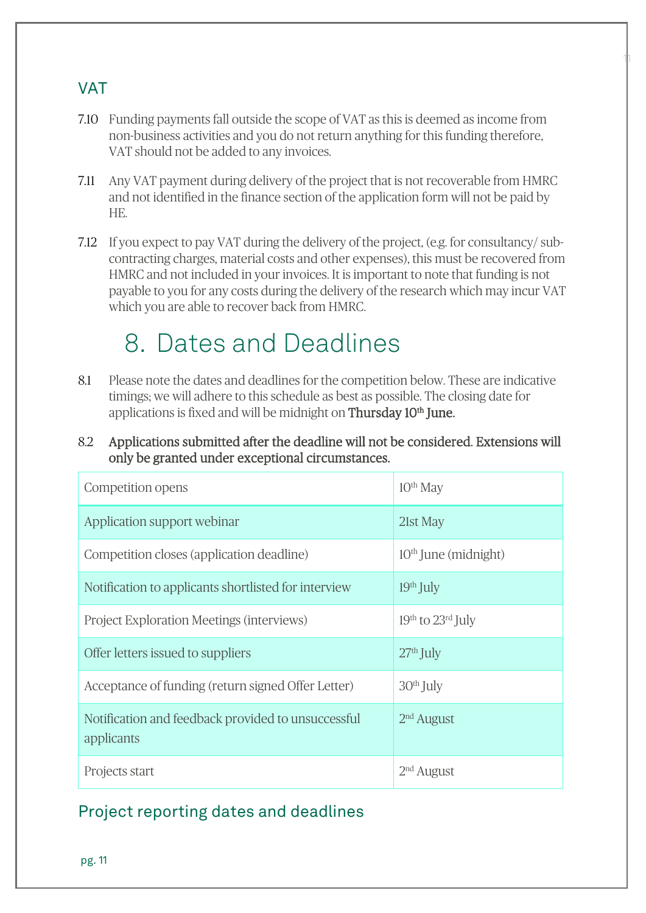## VAT

7.10 Funding payments fall outside the scope of VAT as this is deemed as income from non-business activities and you do not return anything for this funding therefore, VAT should not be added to any invoices.

7.11 Any VAT payment during delivery of the project that is not recoverable from HMRC and not identified in the finance section of the application form will not be paid by HE.

7.12 If you expect to pay VAT during the delivery of the project, (e.g. for consultancy/ sub-contracting charges, material costs and other expenses), this must be recovered from HMRC and not included in your invoices. It is important to note that funding is not payable to you for any costs during the delivery of the research which may incur VAT which you are able to recover back from HMRC.

# 8. Dates and Deadlines

8.1 Please note the dates and deadlines for the competition below. These are indicative timings; we will adhere to this schedule as best as possible. The closing date for applications is fixed and will be midnight on **Thursday 10th June**.

8.2 **Applications submitted after the deadline will not be considered. Extensions will only be granted under exceptional circumstances.**

| | |
|---|---|
| Competition opens | 10th May |
| Application support webinar | 21st May |
| Competition closes (application deadline) | 10th June (midnight) |
| Notification to applicants shortlisted for interview | 19th July |
| Project Exploration Meetings (interviews) | 19th to 23rd July |
| Offer letters issued to suppliers | 27th July |
| Acceptance of funding (return signed Offer Letter) | 30th July |
| Notification and feedback provided to unsuccessful applicants | 2nd August |
| Projects start | 2nd August |

## Project reporting dates and deadlines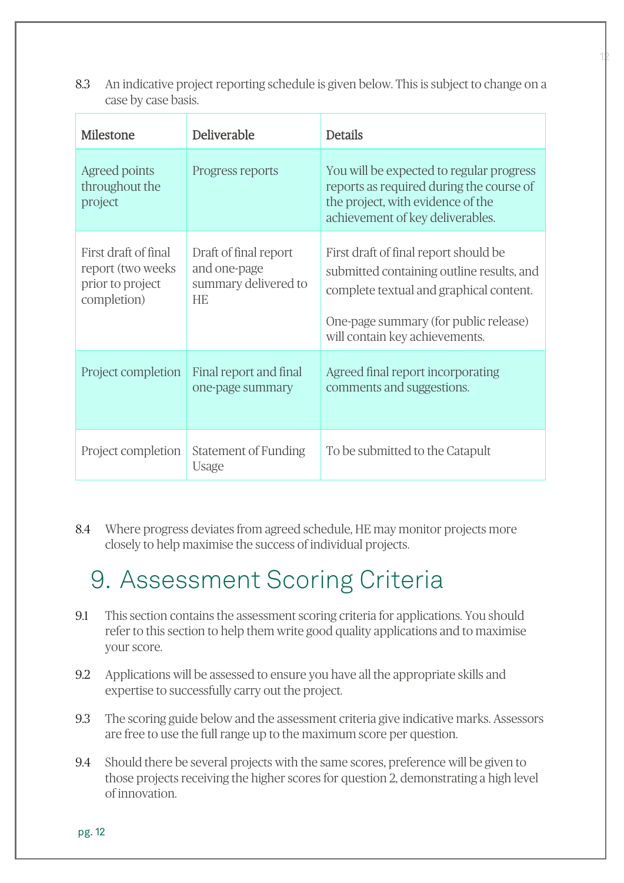8.3 An indicative project reporting schedule is given below. This is subject to change on a case by case basis.

| Milestone | Deliverable | Details |
|---|---|---|
| Agreed points throughout the project | Progress reports | You will be expected to regular progress reports as required during the course of the project, with evidence of the achievement of key deliverables. |
| First draft of final report (two weeks prior to project completion) | Draft of final report and one-page summary delivered to HE | First draft of final report should be submitted containing outline results, and complete textual and graphical content.<br><br>One-page summary (for public release) will contain key achievements. |
| Project completion | Final report and final one-page summary | Agreed final report incorporating comments and suggestions. |
| Project completion | Statement of Funding Usage | To be submitted to the Catapult |

8.4 Where progress deviates from agreed schedule, HE may monitor projects more closely to help maximise the success of individual projects.

# 9. Assessment Scoring Criteria

9.1 This section contains the assessment scoring criteria for applications. You should refer to this section to help them write good quality applications and to maximise your score.

9.2 Applications will be assessed to ensure you have all the appropriate skills and expertise to successfully carry out the project.

9.3 The scoring guide below and the assessment criteria give indicative marks. Assessors are free to use the full range up to the maximum score per question.

9.4 Should there be several projects with the same scores, preference will be given to those projects receiving the higher scores for question 2, demonstrating a high level of innovation.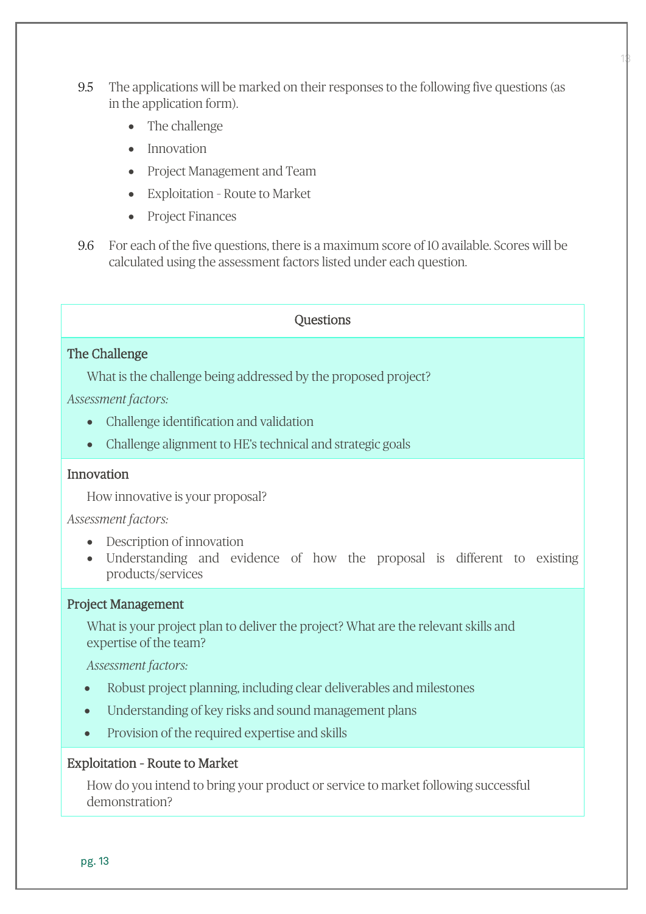9.5 The applications will be marked on their responses to the following five questions (as in the application form).

- The challenge
- Innovation
- Project Management and Team
- Exploitation - Route to Market
- Project Finances

9.6 For each of the five questions, there is a maximum score of 10 available. Scores will be calculated using the assessment factors listed under each question.

| Questions |
|---|
| **The Challenge**<br>What is the challenge being addressed by the proposed project?<br>*Assessment factors:*<br>• Challenge identification and validation<br>• Challenge alignment to HE's technical and strategic goals |
| **Innovation**<br>How innovative is your proposal?<br>*Assessment factors:*<br>• Description of innovation<br>• Understanding and evidence of how the proposal is different to existing products/services |
| **Project Management**<br>What is your project plan to deliver the project? What are the relevant skills and expertise of the team?<br>*Assessment factors:*<br>• Robust project planning, including clear deliverables and milestones<br>• Understanding of key risks and sound management plans<br>• Provision of the required expertise and skills |
| **Exploitation - Route to Market**<br>How do you intend to bring your product or service to market following successful demonstration? |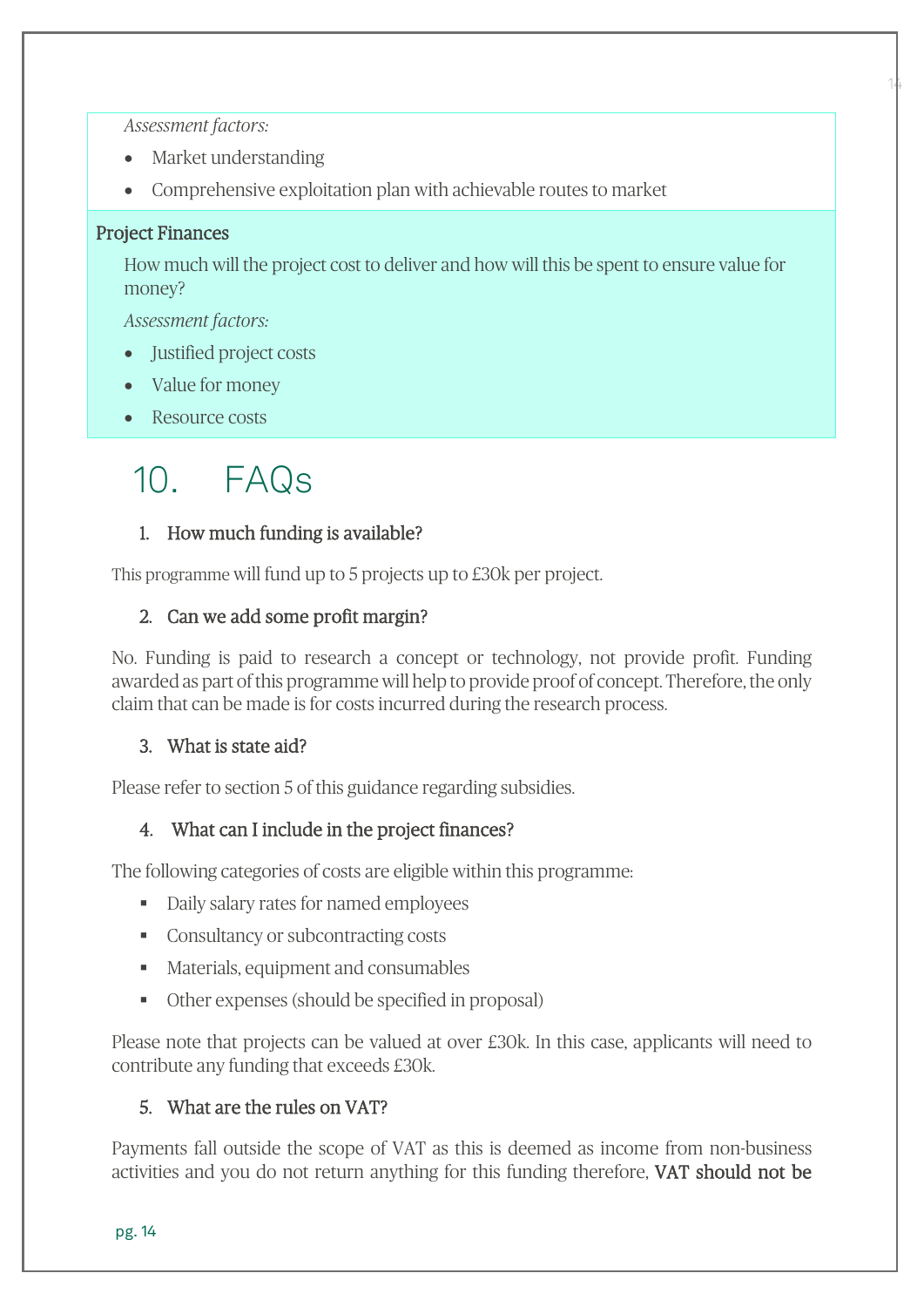*Assessment factors:*

- Market understanding
- Comprehensive exploitation plan with achievable routes to market

**Project Finances**

How much will the project cost to deliver and how will this be spent to ensure value for money?

*Assessment factors:*

- Justified project costs
- Value for money
- Resource costs

# 10. FAQs

### 1. How much funding is available?

This programme will fund up to 5 projects up to £30k per project.

### 2. Can we add some profit margin?

No. Funding is paid to research a concept or technology, not provide profit. Funding awarded as part of this programme will help to provide proof of concept. Therefore, the only claim that can be made is for costs incurred during the research process.

### 3. What is state aid?

Please refer to section 5 of this guidance regarding subsidies.

### 4. What can I include in the project finances?

The following categories of costs are eligible within this programme:

- Daily salary rates for named employees
- Consultancy or subcontracting costs
- Materials, equipment and consumables
- Other expenses (should be specified in proposal)

Please note that projects can be valued at over £30k. In this case, applicants will need to contribute any funding that exceeds £30k.

### 5. What are the rules on VAT?

Payments fall outside the scope of VAT as this is deemed as income from non-business activities and you do not return anything for this funding therefore, **VAT should not be**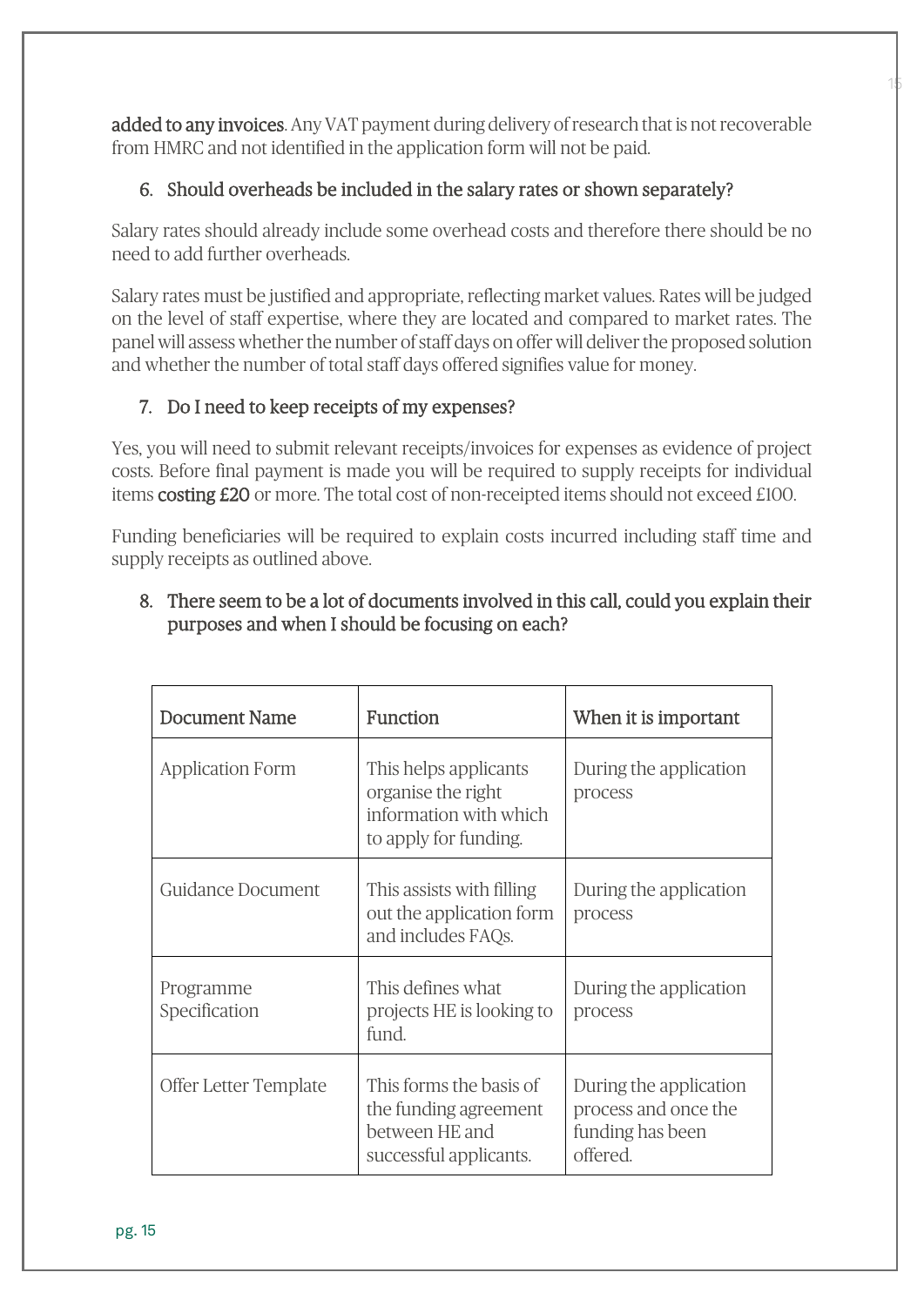**added to any invoices**. Any VAT payment during delivery of research that is not recoverable from HMRC and not identified in the application form will not be paid.

6. **Should overheads be included in the salary rates or shown separately?**

Salary rates should already include some overhead costs and therefore there should be no need to add further overheads.

Salary rates must be justified and appropriate, reflecting market values. Rates will be judged on the level of staff expertise, where they are located and compared to market rates. The panel will assess whether the number of staff days on offer will deliver the proposed solution and whether the number of total staff days offered signifies value for money.

7. **Do I need to keep receipts of my expenses?**

Yes, you will need to submit relevant receipts/invoices for expenses as evidence of project costs. Before final payment is made you will be required to supply receipts for individual items **costing £20** or more. The total cost of non-receipted items should not exceed £100.

Funding beneficiaries will be required to explain costs incurred including staff time and supply receipts as outlined above.

8. **There seem to be a lot of documents involved in this call, could you explain their purposes and when I should be focusing on each?**

| Document Name | Function | When it is important |
| --- | --- | --- |
| Application Form | This helps applicants organise the right information with which to apply for funding. | During the application process |
| Guidance Document | This assists with filling out the application form and includes FAQs. | During the application process |
| Programme Specification | This defines what projects HE is looking to fund. | During the application process |
| Offer Letter Template | This forms the basis of the funding agreement between HE and successful applicants. | During the application process and once the funding has been offered. |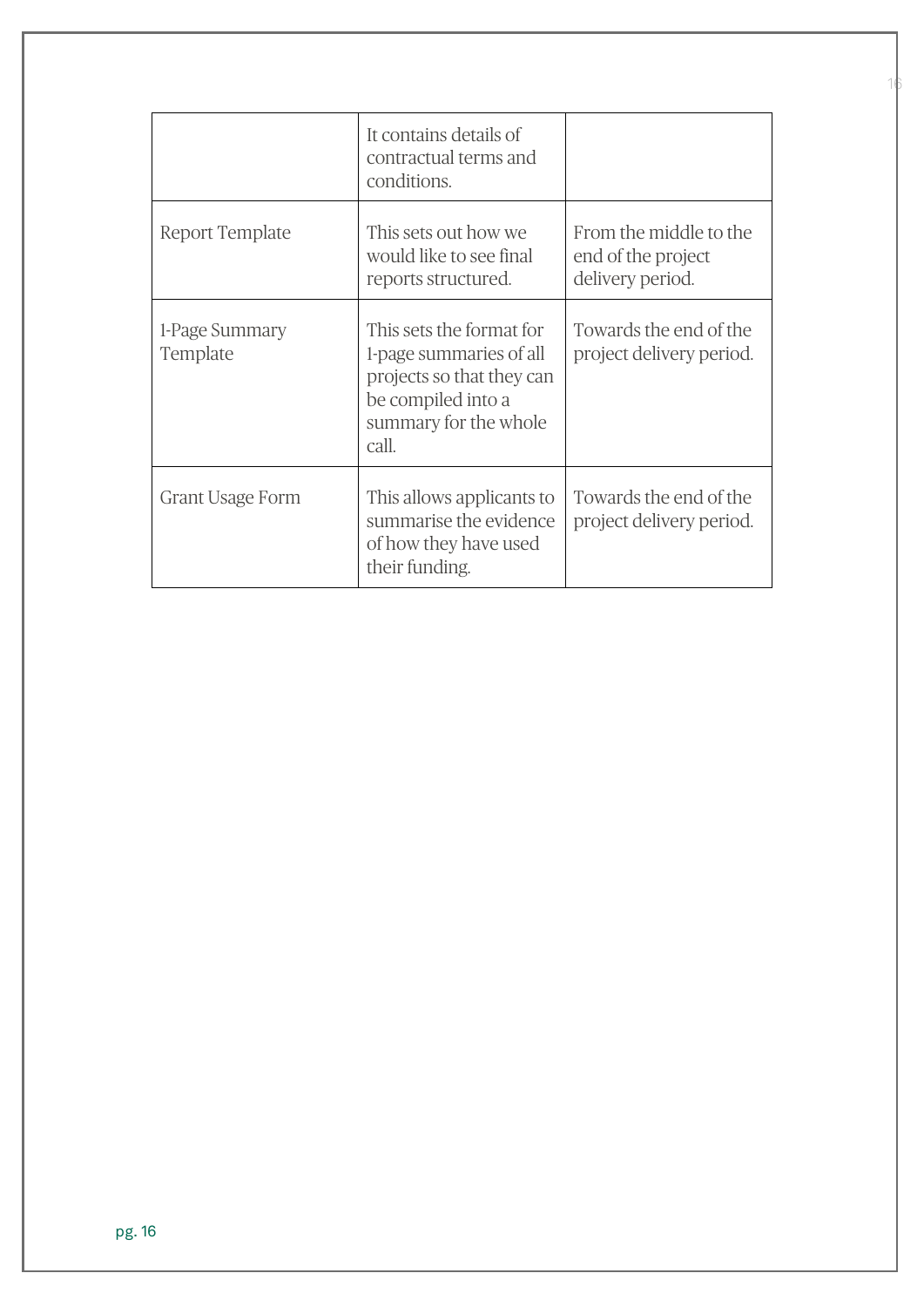| | | |
|---|---|---|
| | It contains details of contractual terms and conditions. | |
| Report Template | This sets out how we would like to see final reports structured. | From the middle to the end of the project delivery period. |
| 1-Page Summary Template | This sets the format for 1-page summaries of all projects so that they can be compiled into a summary for the whole call. | Towards the end of the project delivery period. |
| Grant Usage Form | This allows applicants to summarise the evidence of how they have used their funding. | Towards the end of the project delivery period. |